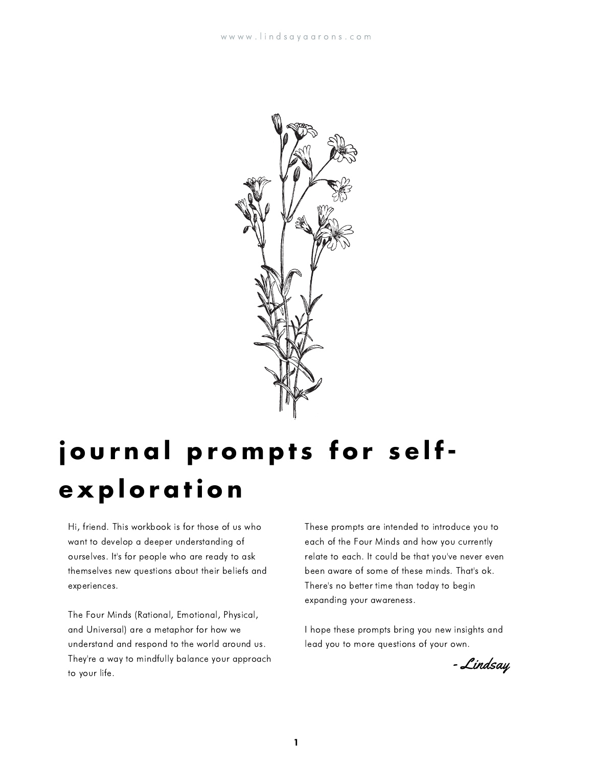# journal prompts for self-exploration

Hi, friend. This workbook is for those of us who want to develop a deeper understanding of ourselves. It's for people who are ready to ask themselves new questions about their beliefs and experiences.

The Four Minds (Rational, Emotional, Physical, and Universal) are a metaphor for how we understand and respond to the world around us. They're a way to mindfully balance your approach to your life.

These prompts are intended to introduce you to each of the Four Minds and how you currently relate to each. It could be that you've never even been aware of some of these minds. That's ok. There's no better time than today to begin expanding your awareness.

I hope these prompts bring you new insights and lead you to more questions of your own.

*- Lindsay*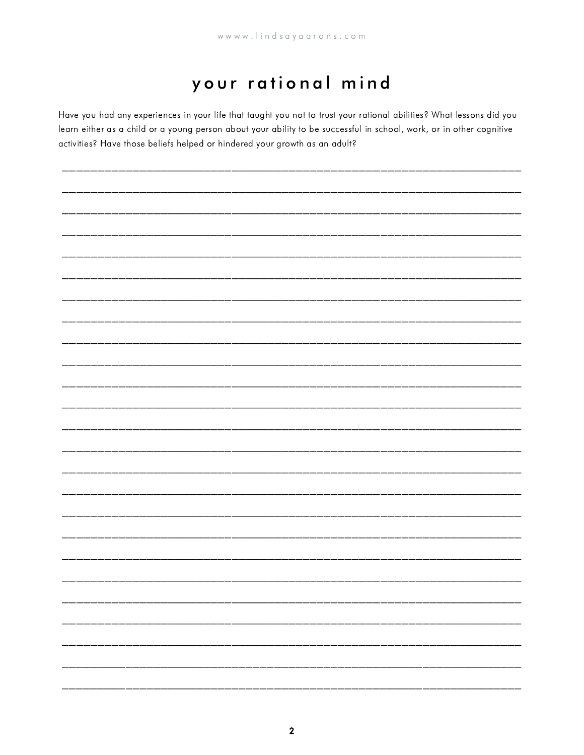# your rational mind

Have you had any experiences in your life that taught you not to trust your rational abilities? What lessons did you learn either as a child or a young person about your ability to be successful in school, work, or in other cognitive activities? Have those beliefs helped or hindered your growth as an adult?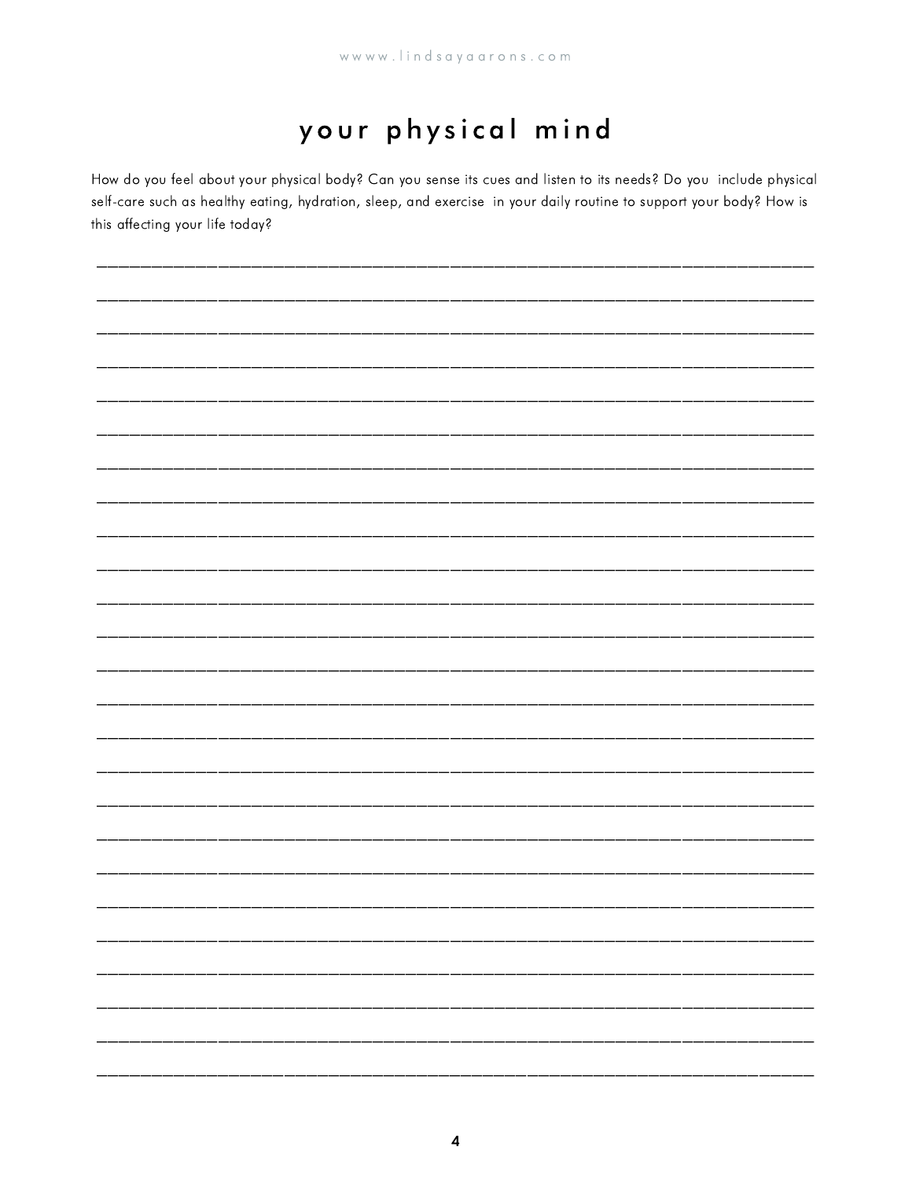# your physical mind

How do you feel about your physical body? Can you sense its cues and listen to its needs? Do you include physical self-care such as healthy eating, hydration, sleep, and exercise in your daily routine to support your body? How is this affecting your life today?

______________________________________________________________________________

______________________________________________________________________________

______________________________________________________________________________

______________________________________________________________________________

______________________________________________________________________________

______________________________________________________________________________

______________________________________________________________________________

______________________________________________________________________________

______________________________________________________________________________

______________________________________________________________________________

______________________________________________________________________________

______________________________________________________________________________

______________________________________________________________________________

______________________________________________________________________________

______________________________________________________________________________

______________________________________________________________________________

______________________________________________________________________________

______________________________________________________________________________

______________________________________________________________________________

______________________________________________________________________________

______________________________________________________________________________

______________________________________________________________________________

______________________________________________________________________________

______________________________________________________________________________

______________________________________________________________________________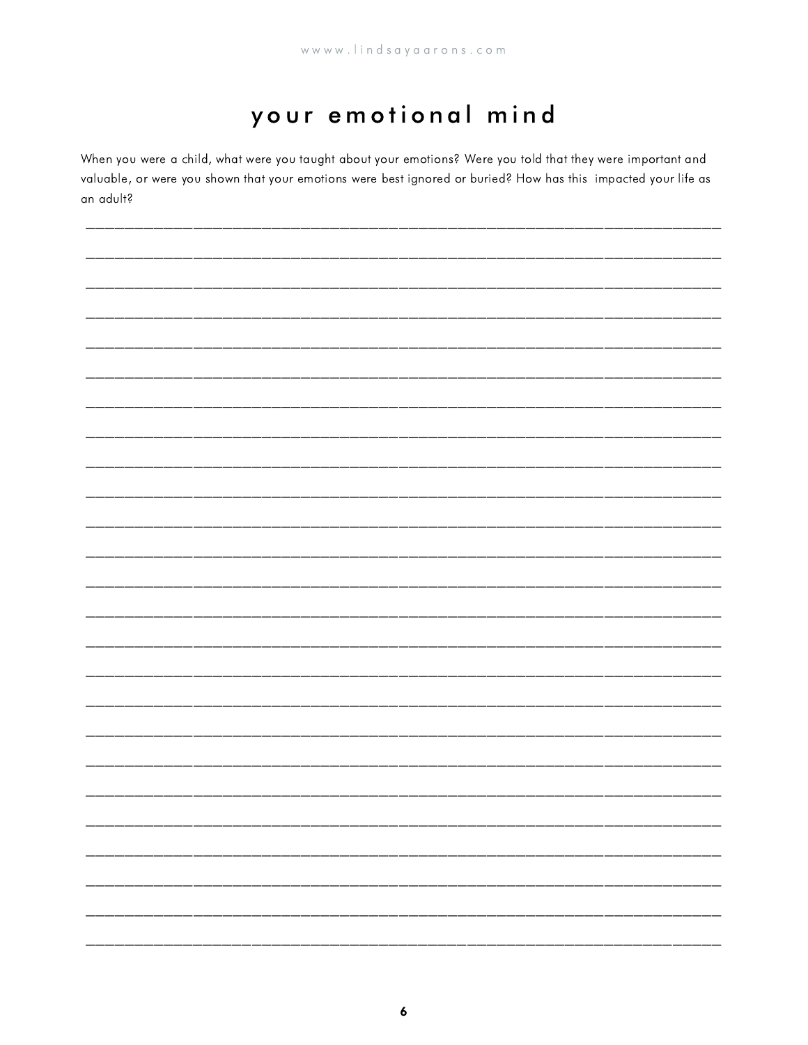# your emotional mind

When you were a child, what were you taught about your emotions? Were you told that they were important and valuable, or were you shown that your emotions were best ignored or buried? How has this impacted your life as an adult?

______________________________________________________________________________

______________________________________________________________________________

______________________________________________________________________________

______________________________________________________________________________

______________________________________________________________________________

______________________________________________________________________________

______________________________________________________________________________

______________________________________________________________________________

______________________________________________________________________________

______________________________________________________________________________

______________________________________________________________________________

______________________________________________________________________________

______________________________________________________________________________

______________________________________________________________________________

______________________________________________________________________________

______________________________________________________________________________

______________________________________________________________________________

______________________________________________________________________________

______________________________________________________________________________

______________________________________________________________________________

______________________________________________________________________________

______________________________________________________________________________

______________________________________________________________________________

______________________________________________________________________________

______________________________________________________________________________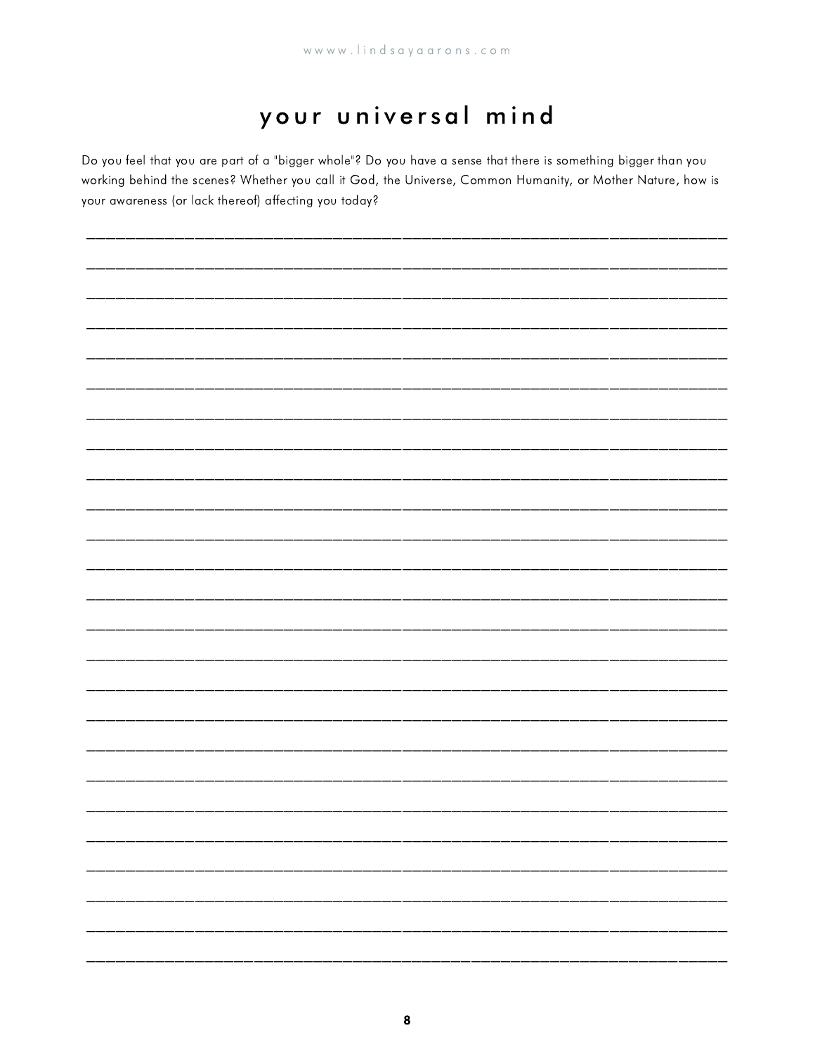# your universal mind

Do you feel that you are part of a "bigger whole"? Do you have a sense that there is something bigger than you working behind the scenes? Whether you call it God, the Universe, Common Humanity, or Mother Nature, how is your awareness (or lack thereof) affecting you today?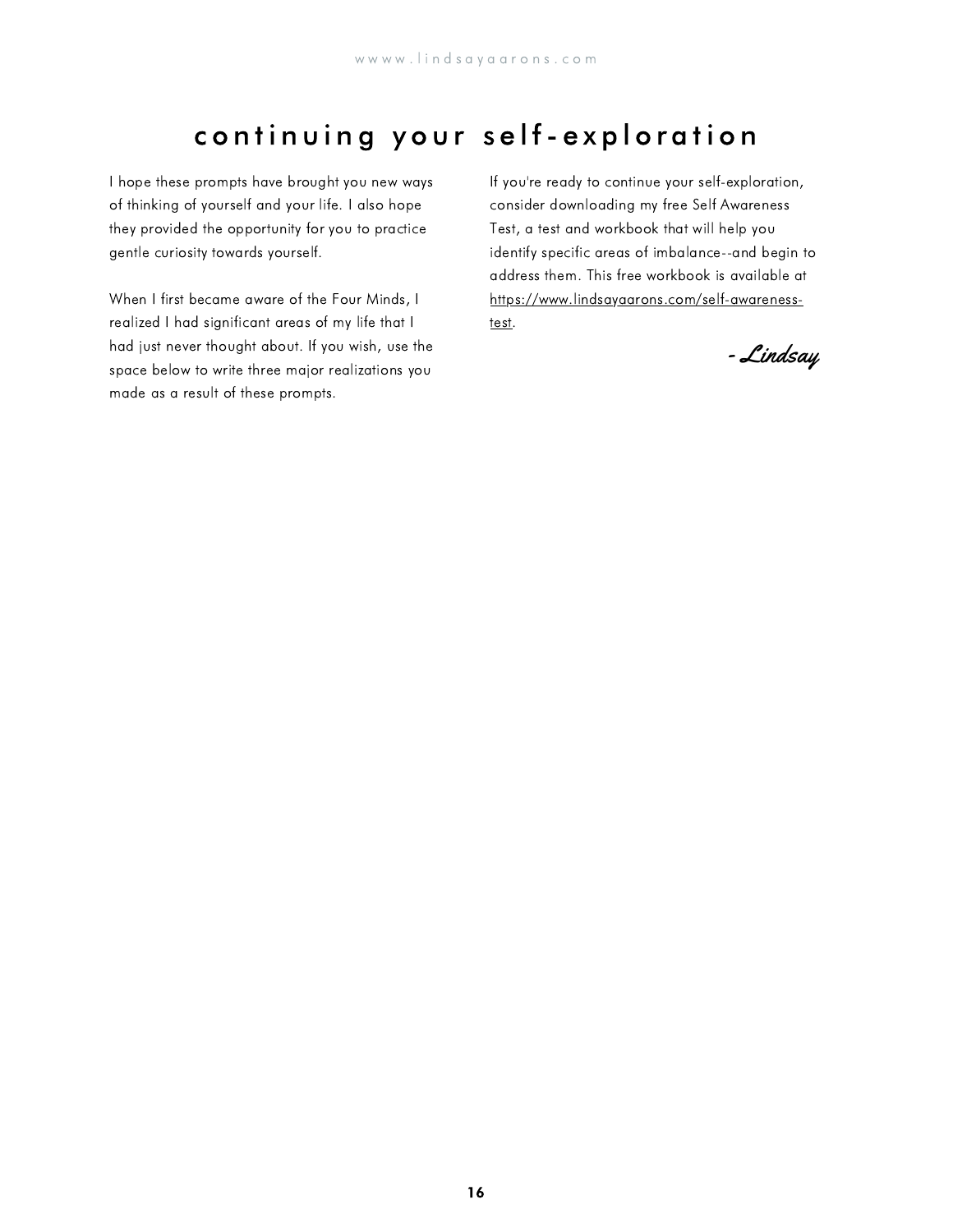# continuing your self-exploration

I hope these prompts have brought you new ways of thinking of yourself and your life. I also hope they provided the opportunity for you to practice gentle curiosity towards yourself.

When I first became aware of the Four Minds, I realized I had significant areas of my life that I had just never thought about. If you wish, use the space below to write three major realizations you made as a result of these prompts.

If you're ready to continue your self-exploration, consider downloading my free Self Awareness Test, a test and workbook that will help you identify specific areas of imbalance--and begin to address them. This free workbook is available at [https://www.lindsayaarons.com/self-awareness-test](https://www.lindsayaarons.com/self-awareness-test).

*- Lindsay*